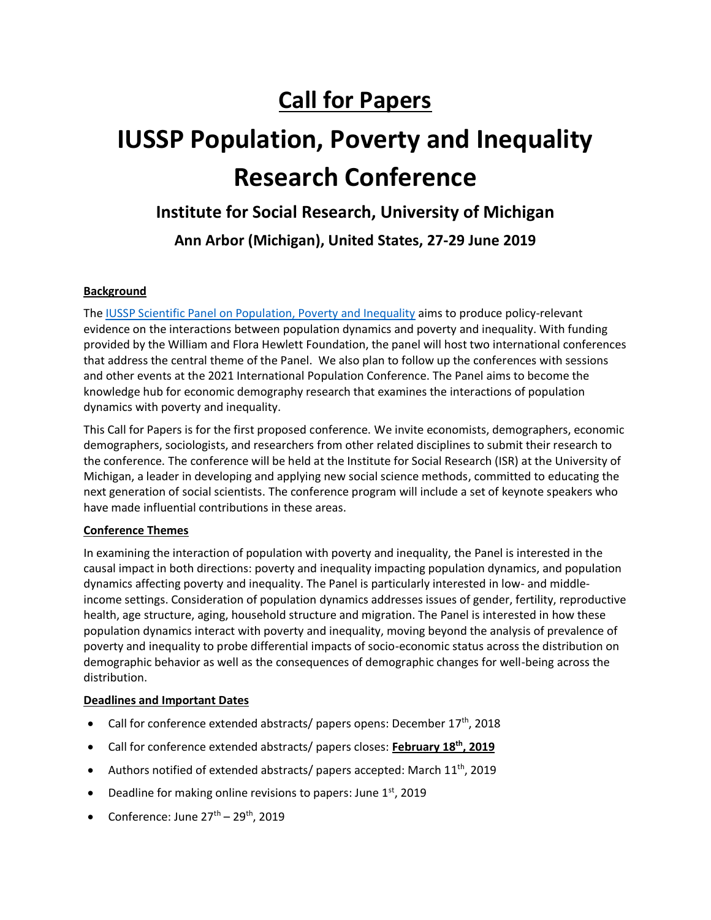# Call for Papers

# IUSSP Population, Poverty and Inequality Research Conference

## Institute for Social Research, University of Michigan

### Ann Arbor (Michigan), United States, 27-29 June 2019

**Background**

The [IUSSP Scientific Panel on Population, Poverty and Inequality] aims to produce policy-relevant evidence on the interactions between population dynamics and poverty and inequality. With funding provided by the William and Flora Hewlett Foundation, the panel will host two international conferences that address the central theme of the Panel. We also plan to follow up the conferences with sessions and other events at the 2021 International Population Conference. The Panel aims to become the knowledge hub for economic demography research that examines the interactions of population dynamics with poverty and inequality.

This Call for Papers is for the first proposed conference. We invite economists, demographers, economic demographers, sociologists, and researchers from other related disciplines to submit their research to the conference. The conference will be held at the Institute for Social Research (ISR) at the University of Michigan, a leader in developing and applying new social science methods, committed to educating the next generation of social scientists. The conference program will include a set of keynote speakers who have made influential contributions in these areas.

**Conference Themes**

In examining the interaction of population with poverty and inequality, the Panel is interested in the causal impact in both directions: poverty and inequality impacting population dynamics, and population dynamics affecting poverty and inequality. The Panel is particularly interested in low- and middle-income settings. Consideration of population dynamics addresses issues of gender, fertility, reproductive health, age structure, aging, household structure and migration. The Panel is interested in how these population dynamics interact with poverty and inequality, moving beyond the analysis of prevalence of poverty and inequality to probe differential impacts of socio-economic status across the distribution on demographic behavior as well as the consequences of demographic changes for well-being across the distribution.

**Deadlines and Important Dates**

- Call for conference extended abstracts/ papers opens: December 17th, 2018
- Call for conference extended abstracts/ papers closes: **February 18th, 2019**
- Authors notified of extended abstracts/ papers accepted: March 11th, 2019
- Deadline for making online revisions to papers: June 1st, 2019
- Conference: June 27th – 29th, 2019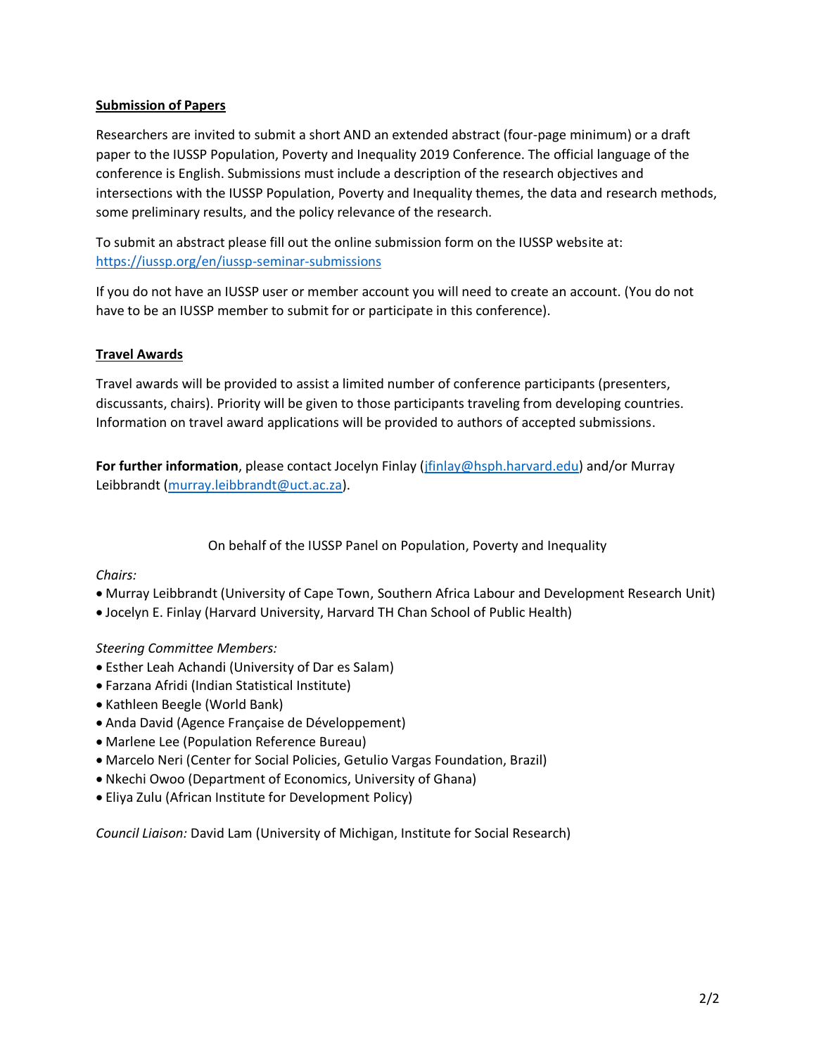**Submission of Papers**

Researchers are invited to submit a short AND an extended abstract (four-page minimum) or a draft paper to the IUSSP Population, Poverty and Inequality 2019 Conference. The official language of the conference is English. Submissions must include a description of the research objectives and intersections with the IUSSP Population, Poverty and Inequality themes, the data and research methods, some preliminary results, and the policy relevance of the research.

To submit an abstract please fill out the online submission form on the IUSSP website at: https://iussp.org/en/iussp-seminar-submissions

If you do not have an IUSSP user or member account you will need to create an account. (You do not have to be an IUSSP member to submit for or participate in this conference).

**Travel Awards**

Travel awards will be provided to assist a limited number of conference participants (presenters, discussants, chairs). Priority will be given to those participants traveling from developing countries. Information on travel award applications will be provided to authors of accepted submissions.

**For further information**, please contact Jocelyn Finlay (jfinlay@hsph.harvard.edu) and/or Murray Leibbrandt (murray.leibbrandt@uct.ac.za).

On behalf of the IUSSP Panel on Population, Poverty and Inequality

*Chairs:*

- Murray Leibbrandt (University of Cape Town, Southern Africa Labour and Development Research Unit)
- Jocelyn E. Finlay (Harvard University, Harvard TH Chan School of Public Health)

*Steering Committee Members:*

- Esther Leah Achandi (University of Dar es Salam)
- Farzana Afridi (Indian Statistical Institute)
- Kathleen Beegle (World Bank)
- Anda David (Agence Française de Développement)
- Marlene Lee (Population Reference Bureau)
- Marcelo Neri (Center for Social Policies, Getulio Vargas Foundation, Brazil)
- Nkechi Owoo (Department of Economics, University of Ghana)
- Eliya Zulu (African Institute for Development Policy)

*Council Liaison:* David Lam (University of Michigan, Institute for Social Research)